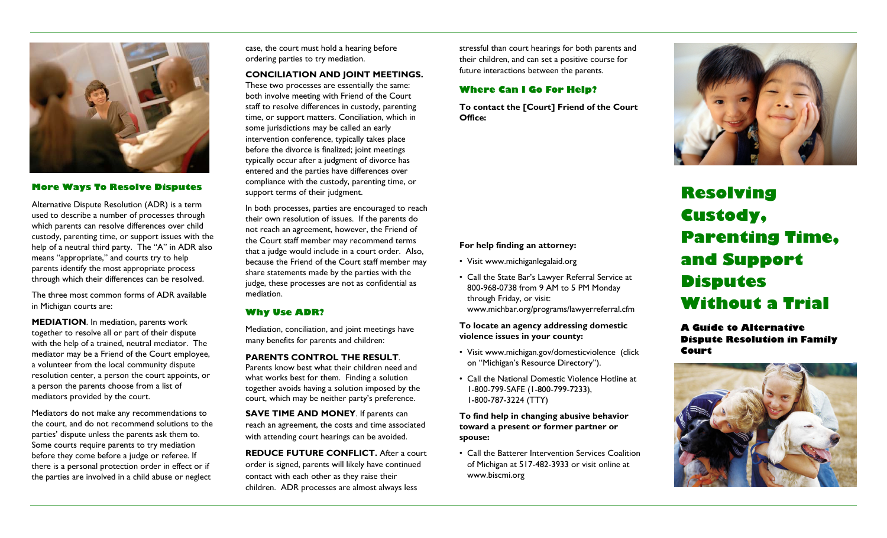## More Ways To Resolve Disputes

Alternative Dispute Resolution (ADR) is a term used to describe a number of processes through which parents can resolve differences over child custody, parenting time, or support issues with the help of a neutral third party. The "A" in ADR also means "appropriate," and courts try to help parents identify the most appropriate process through which their differences can be resolved.

The three most common forms of ADR available in Michigan courts are:

**MEDIATION**. In mediation, parents work together to resolve all or part of their dispute with the help of a trained, neutral mediator. The mediator may be a Friend of the Court employee, a volunteer from the local community dispute resolution center, a person the court appoints, or a person the parents choose from a list of mediators provided by the court.

Mediators do not make any recommendations to the court, and do not recommend solutions to the parties' dispute unless the parents ask them to. Some courts require parents to try mediation before they come before a judge or referee. If there is a personal protection order in effect or if the parties are involved in a child abuse or neglect case, the court must hold a hearing before ordering parties to try mediation.

**CONCILIATION AND JOINT MEETINGS.** These two processes are essentially the same: both involve meeting with Friend of the Court staff to resolve differences in custody, parenting time, or support matters. Conciliation, which in some jurisdictions may be called an early intervention conference, typically takes place before the divorce is finalized; joint meetings typically occur after a judgment of divorce has entered and the parties have differences over compliance with the custody, parenting time, or support terms of their judgment.

In both processes, parties are encouraged to reach their own resolution of issues. If the parents do not reach an agreement, however, the Friend of the Court staff member may recommend terms that a judge would include in a court order. Also, because the Friend of the Court staff member may share statements made by the parties with the judge, these processes are not as confidential as mediation.

## Why Use ADR?

Mediation, conciliation, and joint meetings have many benefits for parents and children:

**PARENTS CONTROL THE RESULT**. Parents know best what their children need and what works best for them. Finding a solution together avoids having a solution imposed by the court, which may be neither party's preference.

**SAVE TIME AND MONEY**. If parents can reach an agreement, the costs and time associated with attending court hearings can be avoided.

**REDUCE FUTURE CONFLICT.** After a court order is signed, parents will likely have continued contact with each other as they raise their children. ADR processes are almost always less stressful than court hearings for both parents and their children, and can set a positive course for future interactions between the parents.

## Where Can I Go For Help?

**To contact the [Court] Friend of the Court Office:**

**For help finding an attorney:**

- Visit www.michiganlegalaid.org
- Call the State Bar's Lawyer Referral Service at 800-968-0738 from 9 AM to 5 PM Monday through Friday, or visit: www.michbar.org/programs/lawyerreferral.cfm

**To locate an agency addressing domestic violence issues in your county:**

- Visit www.michigan.gov/domesticviolence (click on "Michigan's Resource Directory").
- Call the National Domestic Violence Hotline at 1-800-799-SAFE (1-800-799-7233), 1-800-787-3224 (TTY)

**To find help in changing abusive behavior toward a present or former partner or spouse:**

- Call the Batterer Intervention Services Coalition of Michigan at 517-482-3933 or visit online at www.biscmi.org

# Resolving Custody, Parenting Time, and Support Disputes Without a Trial

### A Guide to Alternative Dispute Resolution in Family Court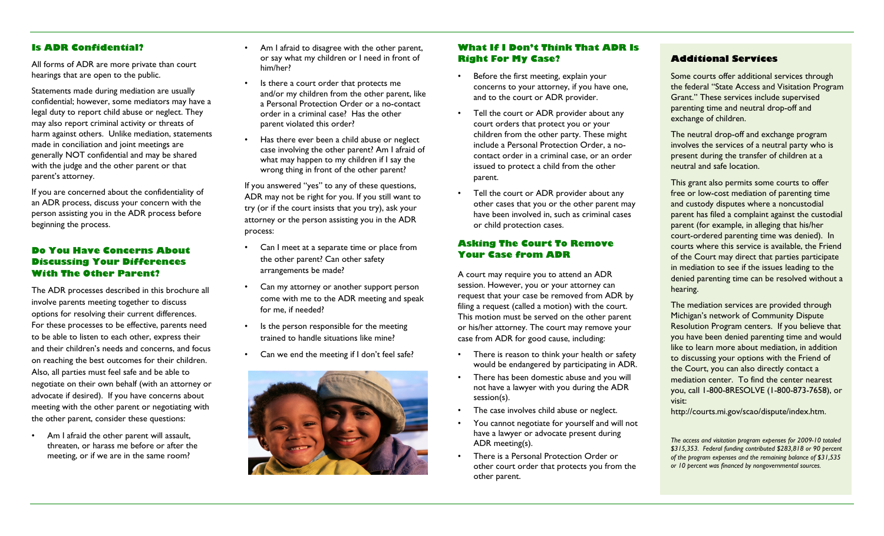## Is ADR Confidential?

All forms of ADR are more private than court hearings that are open to the public.

Statements made during mediation are usually confidential; however, some mediators may have a legal duty to report child abuse or neglect. They may also report criminal activity or threats of harm against others. Unlike mediation, statements made in conciliation and joint meetings are generally NOT confidential and may be shared with the judge and the other parent or that parent's attorney.

If you are concerned about the confidentiality of an ADR process, discuss your concern with the person assisting you in the ADR process before beginning the process.

## Do You Have Concerns About Discussing Your Differences With The Other Parent?

The ADR processes described in this brochure all involve parents meeting together to discuss options for resolving their current differences. For these processes to be effective, parents need to be able to listen to each other, express their and their children's needs and concerns, and focus on reaching the best outcomes for their children. Also, all parties must feel safe and be able to negotiate on their own behalf (with an attorney or advocate if desired). If you have concerns about meeting with the other parent or negotiating with the other parent, consider these questions:

- Am I afraid the other parent will assault, threaten, or harass me before or after the meeting, or if we are in the same room?
- Am I afraid to disagree with the other parent, or say what my children or I need in front of him/her?
- Is there a court order that protects me and/or my children from the other parent, like a Personal Protection Order or a no-contact order in a criminal case? Has the other parent violated this order?
- Has there ever been a child abuse or neglect case involving the other parent? Am I afraid of what may happen to my children if I say the wrong thing in front of the other parent?

If you answered "yes" to any of these questions, ADR may not be right for you. If you still want to try (or if the court insists that you try), ask your attorney or the person assisting you in the ADR process:

- Can I meet at a separate time or place from the other parent? Can other safety arrangements be made?
- Can my attorney or another support person come with me to the ADR meeting and speak for me, if needed?
- Is the person responsible for the meeting trained to handle situations like mine?
- Can we end the meeting if I don't feel safe?

## What If I Don't Think That ADR Is Right For My Case?

- Before the first meeting, explain your concerns to your attorney, if you have one, and to the court or ADR provider.
- Tell the court or ADR provider about any court orders that protect you or your children from the other party. These might include a Personal Protection Order, a no-contact order in a criminal case, or an order issued to protect a child from the other parent.
- Tell the court or ADR provider about any other cases that you or the other parent may have been involved in, such as criminal cases or child protection cases.

## Asking The Court To Remove Your Case from ADR

A court may require you to attend an ADR session. However, you or your attorney can request that your case be removed from ADR by filing a request (called a motion) with the court. This motion must be served on the other parent or his/her attorney. The court may remove your case from ADR for good cause, including:

- There is reason to think your health or safety would be endangered by participating in ADR.
- There has been domestic abuse and you will not have a lawyer with you during the ADR session(s).
- The case involves child abuse or neglect.
- You cannot negotiate for yourself and will not have a lawyer or advocate present during ADR meeting(s).
- There is a Personal Protection Order or other court order that protects you from the other parent.

## Additional Services

Some courts offer additional services through the federal "State Access and Visitation Program Grant." These services include supervised parenting time and neutral drop-off and exchange of children.

The neutral drop-off and exchange program involves the services of a neutral party who is present during the transfer of children at a neutral and safe location.

This grant also permits some courts to offer free or low-cost mediation of parenting time and custody disputes where a noncustodial parent has filed a complaint against the custodial parent (for example, in alleging that his/her court-ordered parenting time was denied). In courts where this service is available, the Friend of the Court may direct that parties participate in mediation to see if the issues leading to the denied parenting time can be resolved without a hearing.

The mediation services are provided through Michigan's network of Community Dispute Resolution Program centers. If you believe that you have been denied parenting time and would like to learn more about mediation, in addition to discussing your options with the Friend of the Court, you can also directly contact a mediation center. To find the center nearest you, call 1-800-8RESOLVE (1-800-873-7658), or visit:

http://courts.mi.gov/scao/dispute/index.htm.

*The access and visitation program expenses for 2009-10 totaled $315,353. Federal funding contributed $283,818 or 90 percent of the program expenses and the remaining balance of $31,535 or 10 percent was financed by nongovernmental sources.*